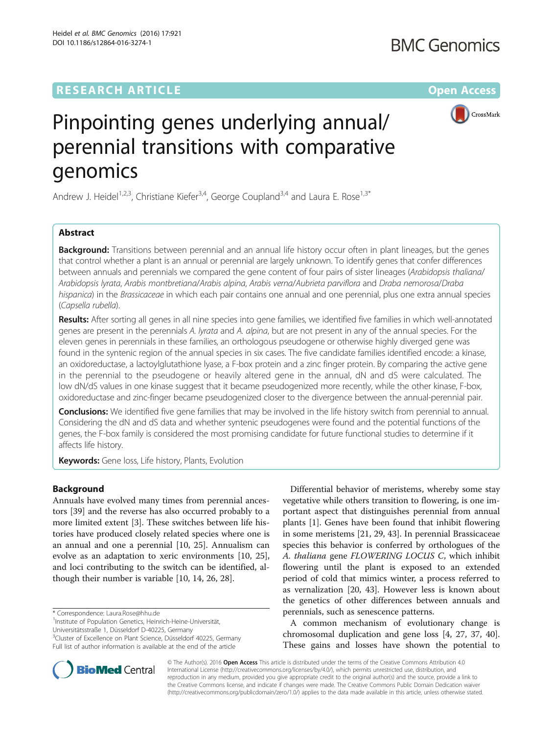RESEARCH ARTICLE Open Access

# Pinpointing genes underlying annual/ perennial transitions with comparative genomics

Andrew J. Heidel[1,2,3], Christiane Kiefer[3,4], George Coupland[3,4] and Laura E. Rose[1,3*]

## Abstract

**Background:** Transitions between perennial and an annual life history occur often in plant lineages, but the genes that control whether a plant is an annual or perennial are largely unknown. To identify genes that confer differences between annuals and perennials we compared the gene content of four pairs of sister lineages (*Arabidopsis thaliana*/ *Arabidopsis lyrata*, *Arabis montbretiana*/*Arabis alpina*, *Arabis verna*/*Aubrieta parviflora* and *Draba nemorosa*/*Draba hispanica*) in the *Brassicaceae* in which each pair contains one annual and one perennial, plus one extra annual species (*Capsella rubella*).

**Results:** After sorting all genes in all nine species into gene families, we identified five families in which well-annotated genes are present in the perennials *A. lyrata* and *A. alpina*, but are not present in any of the annual species. For the eleven genes in perennials in these families, an orthologous pseudogene or otherwise highly diverged gene was found in the syntenic region of the annual species in six cases. The five candidate families identified encode: a kinase, an oxidoreductase, a lactoylglutathione lyase, a F-box protein and a zinc finger protein. By comparing the active gene in the perennial to the pseudogene or heavily altered gene in the annual, dN and dS were calculated. The low dN/dS values in one kinase suggest that it became pseudogenized more recently, while the other kinase, F-box, oxidoreductase and zinc-finger became pseudogenized closer to the divergence between the annual-perennial pair.

**Conclusions:** We identified five gene families that may be involved in the life history switch from perennial to annual. Considering the dN and dS data and whether syntenic pseudogenes were found and the potential functions of the genes, the F-box family is considered the most promising candidate for future functional studies to determine if it affects life history.

**Keywords:** Gene loss, Life history, Plants, Evolution

## Background

Annuals have evolved many times from perennial ancestors [39] and the reverse has also occurred probably to a more limited extent [3]. These switches between life histories have produced closely related species where one is an annual and one a perennial [10, 25]. Annualism can evolve as an adaptation to xeric environments [10, 25], and loci contributing to the switch can be identified, although their number is variable [10, 14, 26, 28].

Differential behavior of meristems, whereby some stay vegetative while others transition to flowering, is one important aspect that distinguishes perennial from annual plants [1]. Genes have been found that inhibit flowering in some meristems [21, 29, 43]. In perennial Brassicaceae species this behavior is conferred by orthologues of the *A. thaliana* gene *FLOWERING LOCUS C*, which inhibit flowering until the plant is exposed to an extended period of cold that mimics winter, a process referred to as vernalization [20, 43]. However less is known about the genetics of other differences between annuals and perennials, such as senescence patterns.

A common mechanism of evolutionary change is chromosomal duplication and gene loss [4, 27, 37, 40]. These gains and losses have shown the potential to

\* Correspondence: Laura.Rose@hhu.de
[1]Institute of Population Genetics, Heinrich-Heine-Universität, Universitätsstraße 1, Düsseldorf D-40225, Germany
[3]Cluster of Excellence on Plant Science, Düsseldorf 40225, Germany
Full list of author information is available at the end of the article

© The Author(s). 2016 **Open Access** This article is distributed under the terms of the Creative Commons Attribution 4.0 International License (http://creativecommons.org/licenses/by/4.0/), which permits unrestricted use, distribution, and reproduction in any medium, provided you give appropriate credit to the original author(s) and the source, provide a link to the Creative Commons license, and indicate if changes were made. The Creative Commons Public Domain Dedication waiver (http://creativecommons.org/publicdomain/zero/1.0/) applies to the data made available in this article, unless otherwise stated.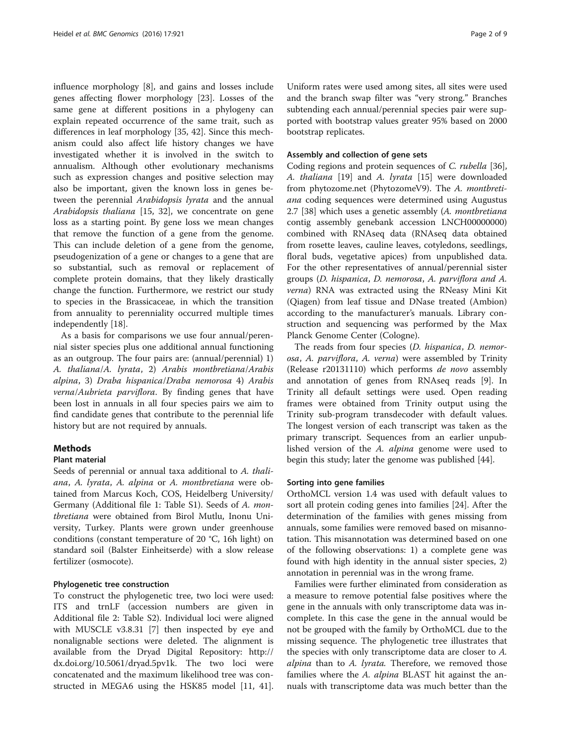influence morphology [8], and gains and losses include genes affecting flower morphology [23]. Losses of the same gene at different positions in a phylogeny can explain repeated occurrence of the same trait, such as differences in leaf morphology [35, 42]. Since this mechanism could also affect life history changes we have investigated whether it is involved in the switch to annualism. Although other evolutionary mechanisms such as expression changes and positive selection may also be important, given the known loss in genes between the perennial *Arabidopsis lyrata* and the annual *Arabidopsis thaliana* [15, 32], we concentrate on gene loss as a starting point. By gene loss we mean changes that remove the function of a gene from the genome. This can include deletion of a gene from the genome, pseudogenization of a gene or changes to a gene that are so substantial, such as removal or replacement of complete protein domains, that they likely drastically change the function. Furthermore, we restrict our study to species in the Brassicaceae, in which the transition from annuality to perenniality occurred multiple times independently [18].

As a basis for comparisons we use four annual/perennial sister species plus one additional annual functioning as an outgroup. The four pairs are: (annual/perennial) 1) *A. thaliana*/*A. lyrata*, 2) *Arabis montbretiana*/*Arabis alpina*, 3) *Draba hispanica*/*Draba nemorosa* 4) *Arabis verna*/*Aubrieta parviflora*. By finding genes that have been lost in annuals in all four species pairs we aim to find candidate genes that contribute to the perennial life history but are not required by annuals.

## Methods

### Plant material

Seeds of perennial or annual taxa additional to *A. thaliana*, *A. lyrata*, *A. alpina* or *A. montbretiana* were obtained from Marcus Koch, COS, Heidelberg University/Germany (Additional file 1: Table S1). Seeds of *A. montbretiana* were obtained from Birol Mutlu, Inonu University, Turkey. Plants were grown under greenhouse conditions (constant temperature of 20 °C, 16h light) on standard soil (Balster Einheitserde) with a slow release fertilizer (osmocote).

### Phylogenetic tree construction

To construct the phylogenetic tree, two loci were used: ITS and trnLF (accession numbers are given in Additional file 2: Table S2). Individual loci were aligned with MUSCLE v3.8.31 [7] then inspected by eye and nonalignable sections were deleted. The alignment is available from the Dryad Digital Repository: http://dx.doi.org/10.5061/dryad.5pv1k. The two loci were concatenated and the maximum likelihood tree was constructed in MEGA6 using the HSK85 model [11, 41]. Uniform rates were used among sites, all sites were used and the branch swap filter was "very strong." Branches subtending each annual/perennial species pair were supported with bootstrap values greater 95% based on 2000 bootstrap replicates.

### Assembly and collection of gene sets

Coding regions and protein sequences of *C. rubella* [36], *A. thaliana* [19] and *A. lyrata* [15] were downloaded from phytozome.net (PhytozomeV9). The *A. montbretiana* coding sequences were determined using Augustus 2.7 [38] which uses a genetic assembly (*A. montbretiana* contig assembly genebank accession LNCH00000000) combined with RNAseq data (RNAseq data obtained from rosette leaves, cauline leaves, cotyledons, seedlings, floral buds, vegetative apices) from unpublished data. For the other representatives of annual/perennial sister groups (*D. hispanica*, *D. nemorosa*, *A. parviflora and A. verna*) RNA was extracted using the RNeasy Mini Kit (Qiagen) from leaf tissue and DNase treated (Ambion) according to the manufacturer's manuals. Library construction and sequencing was performed by the Max Planck Genome Center (Cologne).

The reads from four species (*D. hispanica*, *D. nemorosa*, *A. parviflora*, *A. verna*) were assembled by Trinity (Release r20131110) which performs *de novo* assembly and annotation of genes from RNAseq reads [9]. In Trinity all default settings were used. Open reading frames were obtained from Trinity output using the Trinity sub-program transdecoder with default values. The longest version of each transcript was taken as the primary transcript. Sequences from an earlier unpublished version of the *A. alpina* genome were used to begin this study; later the genome was published [44].

### Sorting into gene families

OrthoMCL version 1.4 was used with default values to sort all protein coding genes into families [24]. After the determination of the families with genes missing from annuals, some families were removed based on misannotation. This misannotation was determined based on one of the following observations: 1) a complete gene was found with high identity in the annual sister species, 2) annotation in perennial was in the wrong frame.

Families were further eliminated from consideration as a measure to remove potential false positives where the gene in the annuals with only transcriptome data was incomplete. In this case the gene in the annual would be not be grouped with the family by OrthoMCL due to the missing sequence. The phylogenetic tree illustrates that the species with only transcriptome data are closer to *A. alpina* than to *A. lyrata.* Therefore, we removed those families where the *A. alpina* BLAST hit against the annuals with transcriptome data was much better than the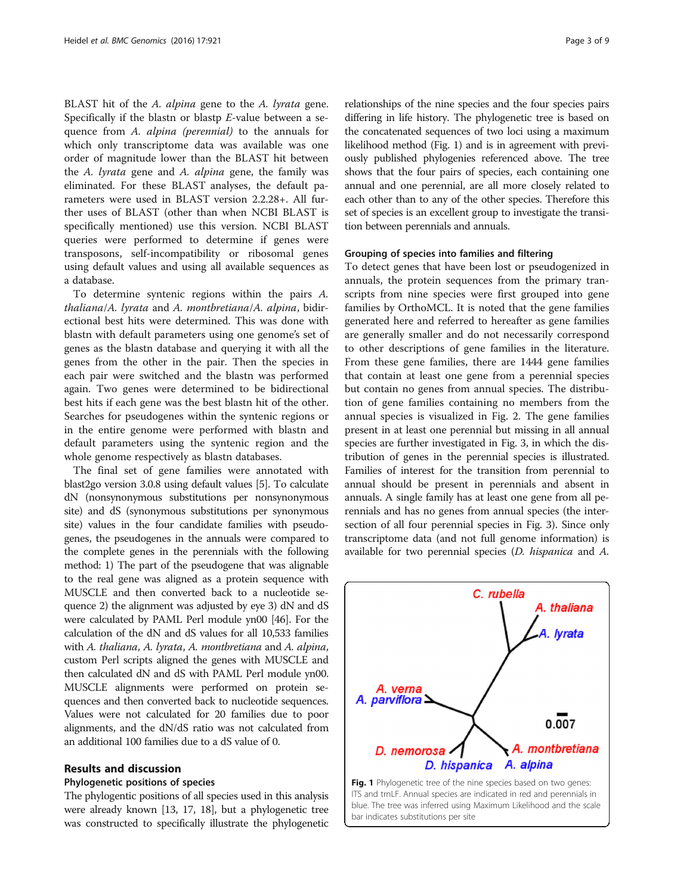BLAST hit of the *A. alpina* gene to the *A. lyrata* gene. Specifically if the blastn or blastp *E*-value between a sequence from *A. alpina (perennial)* to the annuals for which only transcriptome data was available was one order of magnitude lower than the BLAST hit between the *A. lyrata* gene and *A. alpina* gene, the family was eliminated. For these BLAST analyses, the default parameters were used in BLAST version 2.2.28+. All further uses of BLAST (other than when NCBI BLAST is specifically mentioned) use this version. NCBI BLAST queries were performed to determine if genes were transposons, self-incompatibility or ribosomal genes using default values and using all available sequences as a database.

To determine syntenic regions within the pairs *A. thaliana*/*A. lyrata* and *A. montbretiana*/*A. alpina*, bidirectional best hits were determined. This was done with blastn with default parameters using one genome's set of genes as the blastn database and querying it with all the genes from the other in the pair. Then the species in each pair were switched and the blastn was performed again. Two genes were determined to be bidirectional best hits if each gene was the best blastn hit of the other. Searches for pseudogenes within the syntenic regions or in the entire genome were performed with blastn and default parameters using the syntenic region and the whole genome respectively as blastn databases.

The final set of gene families were annotated with blast2go version 3.0.8 using default values [5]. To calculate dN (nonsynonymous substitutions per nonsynonymous site) and dS (synonymous substitutions per synonymous site) values in the four candidate families with pseudogenes, the pseudogenes in the annuals were compared to the complete genes in the perennials with the following method: 1) The part of the pseudogene that was alignable to the real gene was aligned as a protein sequence with MUSCLE and then converted back to a nucleotide sequence 2) the alignment was adjusted by eye 3) dN and dS were calculated by PAML Perl module yn00 [46]. For the calculation of the dN and dS values for all 10,533 families with *A. thaliana*, *A. lyrata*, *A. montbretiana* and *A. alpina*, custom Perl scripts aligned the genes with MUSCLE and then calculated dN and dS with PAML Perl module yn00. MUSCLE alignments were performed on protein sequences and then converted back to nucleotide sequences. Values were not calculated for 20 families due to poor alignments, and the dN/dS ratio was not calculated from an additional 100 families due to a dS value of 0.

## Results and discussion

### Phylogenetic positions of species

The phylogentic positions of all species used in this analysis were already known [13, 17, 18], but a phylogenetic tree was constructed to specifically illustrate the phylogenetic relationships of the nine species and the four species pairs differing in life history. The phylogenetic tree is based on the concatenated sequences of two loci using a maximum likelihood method (Fig. 1) and is in agreement with previously published phylogenies referenced above. The tree shows that the four pairs of species, each containing one annual and one perennial, are all more closely related to each other than to any of the other species. Therefore this set of species is an excellent group to investigate the transition between perennials and annuals.

### Grouping of species into families and filtering

To detect genes that have been lost or pseudogenized in annuals, the protein sequences from the primary transcripts from nine species were first grouped into gene families by OrthoMCL. It is noted that the gene families generated here and referred to hereafter as gene families are generally smaller and do not necessarily correspond to other descriptions of gene families in the literature. From these gene families, there are 1444 gene families that contain at least one gene from a perennial species but contain no genes from annual species. The distribution of gene families containing no members from the annual species is visualized in Fig. 2. The gene families present in at least one perennial but missing in all annual species are further investigated in Fig. 3, in which the distribution of genes in the perennial species is illustrated. Families of interest for the transition from perennial to annual should be present in perennials and absent in annuals. A single family has at least one gene from all perennials and has no genes from annual species (the intersection of all four perennial species in Fig. 3). Since only transcriptome data (and not full genome information) is available for two perennial species (*D. hispanica* and *A.*

**Fig. 1** Phylogenetic tree of the nine species based on two genes: ITS and trnLF. Annual species are indicated in red and perennials in blue. The tree was inferred using Maximum Likelihood and the scale bar indicates substitutions per site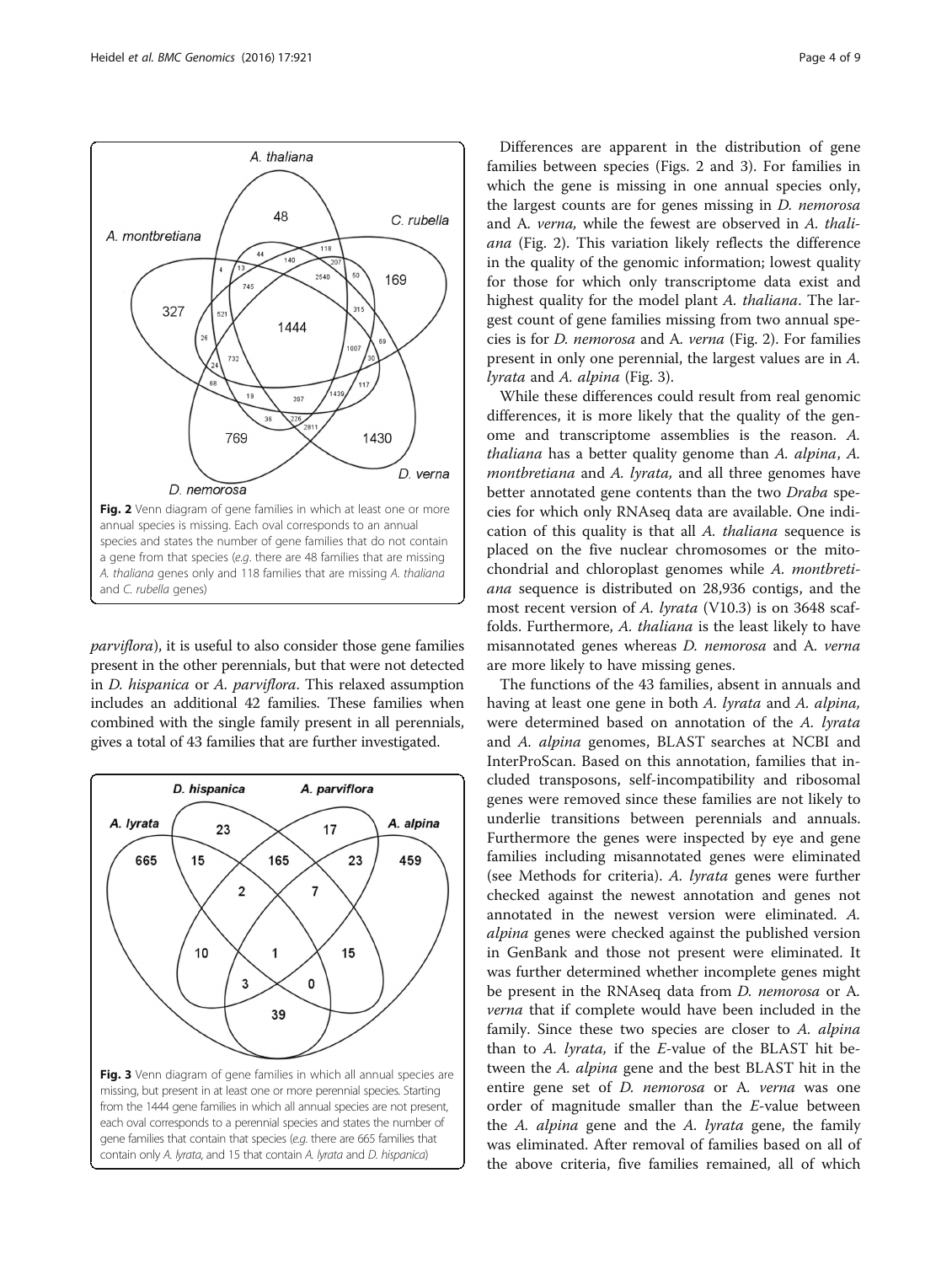Fig. 2 Venn diagram of gene families in which at least one or more annual species is missing. Each oval corresponds to an annual species and states the number of gene families that do not contain a gene from that species (*e.g.* there are 48 families that are missing *A. thaliana* genes only and 118 families that are missing *A. thaliana* and *C. rubella* genes)

*parviflora*), it is useful to also consider those gene families present in the other perennials, but that were not detected in *D. hispanica* or *A. parviflora*. This relaxed assumption includes an additional 42 families. These families when combined with the single family present in all perennials, gives a total of 43 families that are further investigated.

Fig. 3 Venn diagram of gene families in which all annual species are missing, but present in at least one or more perennial species. Starting from the 1444 gene families in which all annual species are not present, each oval corresponds to a perennial species and states the number of gene families that contain that species (*e.g.* there are 665 families that contain only *A. lyrata*, and 15 that contain *A. lyrata* and *D. hispanica*)

Differences are apparent in the distribution of gene families between species (Figs. 2 and 3). For families in which the gene is missing in one annual species only, the largest counts are for genes missing in *D. nemorosa* and A. *verna,* while the fewest are observed in *A. thaliana* (Fig. 2). This variation likely reflects the difference in the quality of the genomic information; lowest quality for those for which only transcriptome data exist and highest quality for the model plant *A. thaliana*. The largest count of gene families missing from two annual species is for *D. nemorosa* and A. *verna* (Fig. 2). For families present in only one perennial, the largest values are in *A. lyrata* and *A. alpina* (Fig. 3).

While these differences could result from real genomic differences, it is more likely that the quality of the genome and transcriptome assemblies is the reason. *A. thaliana* has a better quality genome than *A. alpina*, *A. montbretiana* and *A. lyrata,* and all three genomes have better annotated gene contents than the two *Draba* species for which only RNAseq data are available. One indication of this quality is that all *A. thaliana* sequence is placed on the five nuclear chromosomes or the mitochondrial and chloroplast genomes while *A. montbretiana* sequence is distributed on 28,936 contigs, and the most recent version of *A. lyrata* (V10.3) is on 3648 scaffolds. Furthermore, *A. thaliana* is the least likely to have misannotated genes whereas *D. nemorosa* and A. *verna* are more likely to have missing genes.

The functions of the 43 families, absent in annuals and having at least one gene in both *A. lyrata* and *A. alpina,* were determined based on annotation of the *A. lyrata* and *A. alpina* genomes, BLAST searches at NCBI and InterProScan. Based on this annotation, families that included transposons, self-incompatibility and ribosomal genes were removed since these families are not likely to underlie transitions between perennials and annuals. Furthermore the genes were inspected by eye and gene families including misannotated genes were eliminated (see Methods for criteria). *A. lyrata* genes were further checked against the newest annotation and genes not annotated in the newest version were eliminated. *A. alpina* genes were checked against the published version in GenBank and those not present were eliminated. It was further determined whether incomplete genes might be present in the RNAseq data from *D. nemorosa* or A. *verna* that if complete would have been included in the family. Since these two species are closer to *A. alpina* than to *A. lyrata,* if the *E*-value of the BLAST hit between the *A. alpina* gene and the best BLAST hit in the entire gene set of *D. nemorosa* or A. *verna* was one order of magnitude smaller than the *E*-value between the *A. alpina* gene and the *A. lyrata* gene, the family was eliminated. After removal of families based on all of the above criteria, five families remained, all of which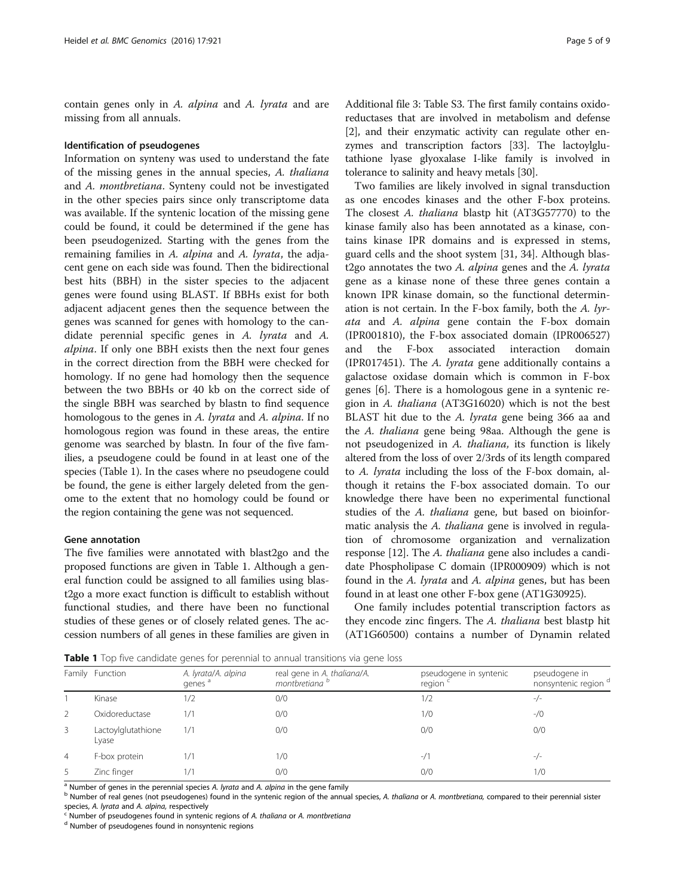contain genes only in *A. alpina* and *A. lyrata* and are missing from all annuals.

### Identification of pseudogenes

Information on synteny was used to understand the fate of the missing genes in the annual species, *A. thaliana* and *A. montbretiana*. Synteny could not be investigated in the other species pairs since only transcriptome data was available. If the syntenic location of the missing gene could be found, it could be determined if the gene has been pseudogenized. Starting with the genes from the remaining families in *A. alpina* and *A. lyrata*, the adjacent gene on each side was found. Then the bidirectional best hits (BBH) in the sister species to the adjacent genes were found using BLAST. If BBHs exist for both adjacent adjacent genes then the sequence between the genes was scanned for genes with homology to the candidate perennial specific genes in *A. lyrata* and *A. alpina*. If only one BBH exists then the next four genes in the correct direction from the BBH were checked for homology. If no gene had homology then the sequence between the two BBHs or 40 kb on the correct side of the single BBH was searched by blastn to find sequence homologous to the genes in *A. lyrata* and *A. alpina*. If no homologous region was found in these areas, the entire genome was searched by blastn. In four of the five families, a pseudogene could be found in at least one of the species (Table 1). In the cases where no pseudogene could be found, the gene is either largely deleted from the genome to the extent that no homology could be found or the region containing the gene was not sequenced.

### Gene annotation

The five families were annotated with blast2go and the proposed functions are given in Table 1. Although a general function could be assigned to all families using blast2go a more exact function is difficult to establish without functional studies, and there have been no functional studies of these genes or of closely related genes. The accession numbers of all genes in these families are given in Additional file 3: Table S3. The first family contains oxidoreductases that are involved in metabolism and defense [2], and their enzymatic activity can regulate other enzymes and transcription factors [33]. The lactoylglutathione lyase glyoxalase I-like family is involved in tolerance to salinity and heavy metals [30].

Two families are likely involved in signal transduction as one encodes kinases and the other F-box proteins. The closest *A. thaliana* blastp hit (AT3G57770) to the kinase family also has been annotated as a kinase, contains kinase IPR domains and is expressed in stems, guard cells and the shoot system [31, 34]. Although blast2go annotates the two *A. alpina* genes and the *A. lyrata* gene as a kinase none of these three genes contain a known IPR kinase domain, so the functional determination is not certain. In the F-box family, both the *A. lyrata* and *A. alpina* gene contain the F-box domain (IPR001810), the F-box associated domain (IPR006527) and the F-box associated interaction domain (IPR017451). The *A. lyrata* gene additionally contains a galactose oxidase domain which is common in F-box genes [6]. There is a homologous gene in a syntenic region in *A. thaliana* (AT3G16020) which is not the best BLAST hit due to the *A. lyrata* gene being 366 aa and the *A. thaliana* gene being 98aa. Although the gene is not pseudogenized in *A. thaliana*, its function is likely altered from the loss of over 2/3rds of its length compared to *A. lyrata* including the loss of the F-box domain, although it retains the F-box associated domain. To our knowledge there have been no experimental functional studies of the *A. thaliana* gene, but based on bioinformatic analysis the *A. thaliana* gene is involved in regulation of chromosome organization and vernalization response [12]. The *A. thaliana* gene also includes a candidate Phospholipase C domain (IPR000909) which is not found in the *A. lyrata* and *A. alpina* genes, but has been found in at least one other F-box gene (AT1G30925).

One family includes potential transcription factors as they encode zinc fingers. The *A. thaliana* best blastp hit (AT1G60500) contains a number of Dynamin related

**Table 1** Top five candidate genes for perennial to annual transitions via gene loss

| Family | Function | *A. lyrata*/*A. alpina* genes [a] | real gene in *A. thaliana*/*A. montbretiana* [b] | pseudogene in syntenic region [c] | pseudogene in nonsyntenic region [d] |
|---|---|---|---|---|---|
| 1 | Kinase | 1/2 | 0/0 | 1/2 | -/- |
| 2 | Oxidoreductase | 1/1 | 0/0 | 1/0 | -/0 |
| 3 | Lactoylglutathione Lyase | 1/1 | 0/0 | 0/0 | 0/0 |
| 4 | F-box protein | 1/1 | 1/0 | -/1 | -/- |
| 5 | Zinc finger | 1/1 | 0/0 | 0/0 | 1/0 |

[a] Number of genes in the perennial species *A. lyrata* and *A. alpina* in the gene family
[b] Number of real genes (not pseudogenes) found in the syntenic region of the annual species, *A. thaliana* or *A. montbretiana,* compared to their perennial sister species, *A. lyrata* and *A. alpina,* respectively
[c] Number of pseudogenes found in syntenic regions of *A. thaliana* or *A. montbretiana*
[d] Number of pseudogenes found in nonsyntenic regions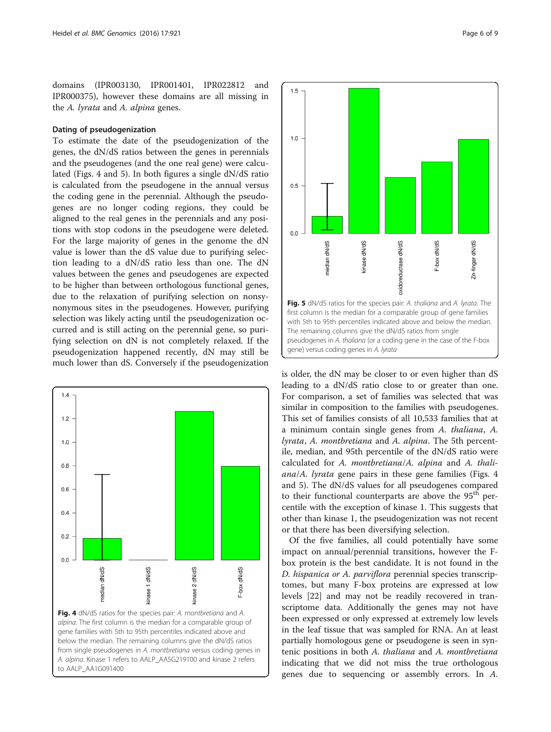domains (IPR003130, IPR001401, IPR022812 and IPR000375), however these domains are all missing in the *A. lyrata* and *A. alpina* genes.

#### Dating of pseudogenization

To estimate the date of the pseudogenization of the genes, the dN/dS ratios between the genes in perennials and the pseudogenes (and the one real gene) were calculated (Figs. 4 and 5). In both figures a single dN/dS ratio is calculated from the pseudogene in the annual versus the coding gene in the perennial. Although the pseudogenes are no longer coding regions, they could be aligned to the real genes in the perennials and any positions with stop codons in the pseudogene were deleted. For the large majority of genes in the genome the dN value is lower than the dS value due to purifying selection leading to a dN/dS ratio less than one. The dN values between the genes and pseudogenes are expected to be higher than between orthologous functional genes, due to the relaxation of purifying selection on nonsynonymous sites in the pseudogenes. However, purifying selection was likely acting until the pseudogenization occurred and is still acting on the perennial gene, so purifying selection on dN is not completely relaxed. If the pseudogenization happened recently, dN may still be much lower than dS. Conversely if the pseudogenization is older, the dN may be closer to or even higher than dS leading to a dN/dS ratio close to or greater than one. For comparison, a set of families was selected that was similar in composition to the families with pseudogenes. This set of families consists of all 10,533 families that at a minimum contain single genes from *A. thaliana*, *A. lyrata*, *A. montbretiana* and *A. alpina*. The 5th percentile, median, and 95th percentile of the dN/dS ratio were calculated for *A. montbretiana*/*A. alpina* and *A. thaliana*/*A. lyrata* gene pairs in these gene families (Figs. 4 and 5). The dN/dS values for all pseudogenes compared to their functional counterparts are above the 95[th] percentile with the exception of kinase 1. This suggests that other than kinase 1, the pseudogenization was not recent or that there has been diversifying selection.

**Fig. 4** dN/dS ratios for the species pair: *A. montbretiana* and *A. alpina*. The first column is the median for a comparable group of gene families with 5th to 95th percentiles indicated above and below the median. The remaining columns give the dN/dS ratios from single pseudogenes in *A. montbretiana* versus coding genes in *A. alpina*. Kinase 1 refers to AALP_AA5G219100 and kinase 2 refers to AALP_AA1G091400

**Fig. 5** dN/dS ratios for the species pair: *A. thaliana* and *A. lyrata*. The first column is the median for a comparable group of gene families with 5th to 95th percentiles indicated above and below the median. The remaining columns give the dN/dS ratios from single pseudogenes in *A. thaliana* (or a coding gene in the case of the F-box gene) versus coding genes in *A. lyrata*

Of the five families, all could potentially have some impact on annual/perennial transitions, however the F-box protein is the best candidate. It is not found in the *D. hispanica or A. parviflora* perennial species transcriptomes, but many F-box proteins are expressed at low levels [22] and may not be readily recovered in transcriptome data. Additionally the genes may not have been expressed or only expressed at extremely low levels in the leaf tissue that was sampled for RNA. An at least partially homologous gene or pseudogene is seen in syntenic positions in both *A. thaliana* and *A. montbretiana* indicating that we did not miss the true orthologous genes due to sequencing or assembly errors. In *A.*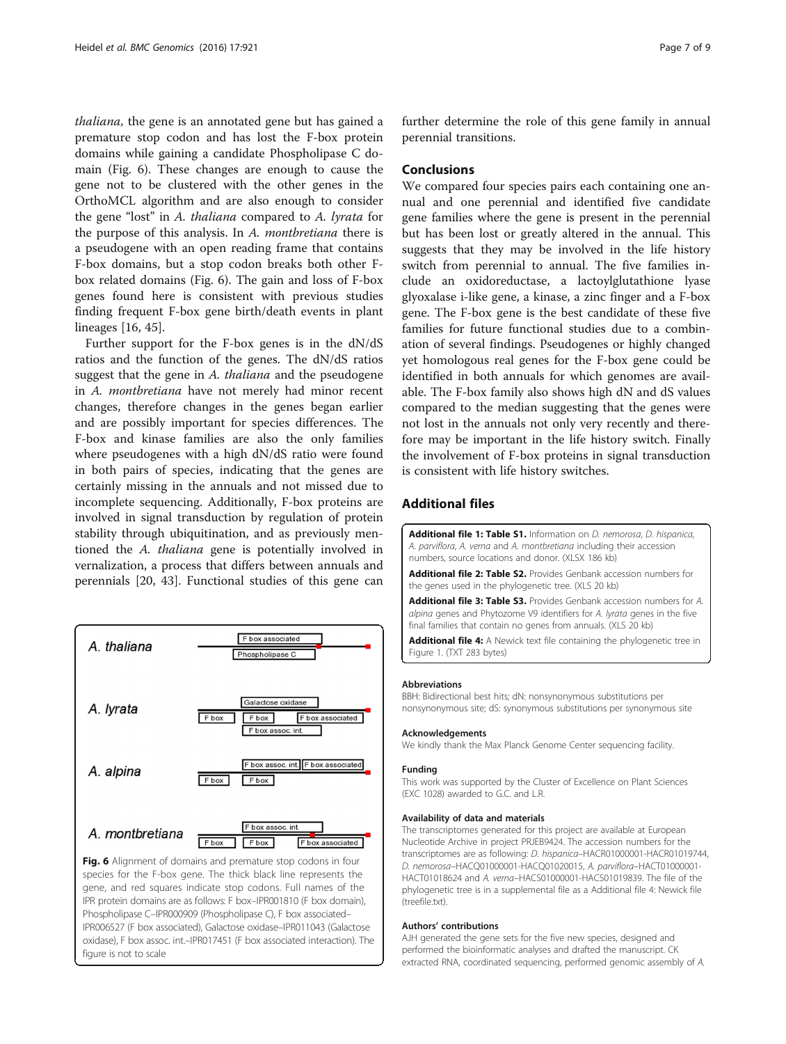*thaliana*, the gene is an annotated gene but has gained a premature stop codon and has lost the F-box protein domains while gaining a candidate Phospholipase C domain (Fig. 6). These changes are enough to cause the gene not to be clustered with the other genes in the OrthoMCL algorithm and are also enough to consider the gene "lost" in *A. thaliana* compared to *A. lyrata* for the purpose of this analysis. In *A. montbretiana* there is a pseudogene with an open reading frame that contains F-box domains, but a stop codon breaks both other F-box related domains (Fig. 6). The gain and loss of F-box genes found here is consistent with previous studies finding frequent F-box gene birth/death events in plant lineages [16, 45].

Further support for the F-box genes is in the dN/dS ratios and the function of the genes. The dN/dS ratios suggest that the gene in *A. thaliana* and the pseudogene in *A. montbretiana* have not merely had minor recent changes, therefore changes in the genes began earlier and are possibly important for species differences. The F-box and kinase families are also the only families where pseudogenes with a high dN/dS ratio were found in both pairs of species, indicating that the genes are certainly missing in the annuals and not missed due to incomplete sequencing. Additionally, F-box proteins are involved in signal transduction by regulation of protein stability through ubiquitination, and as previously mentioned the *A. thaliana* gene is potentially involved in vernalization, a process that differs between annuals and perennials [20, 43]. Functional studies of this gene can further determine the role of this gene family in annual perennial transitions.

**Fig. 6** Alignment of domains and premature stop codons in four species for the F-box gene. The thick black line represents the gene, and red squares indicate stop codons. Full names of the IPR protein domains are as follows: F box–IPR001810 (F box domain), Phospholipase C–IPR000909 (Phospholipase C), F box associated–IPR006527 (F box associated), Galactose oxidase–IPR011043 (Galactose oxidase), F box assoc. int.–IPR017451 (F box associated interaction). The figure is not to scale

## Conclusions

We compared four species pairs each containing one annual and one perennial and identified five candidate gene families where the gene is present in the perennial but has been lost or greatly altered in the annual. This suggests that they may be involved in the life history switch from perennial to annual. The five families include an oxidoreductase, a lactoylglutathione lyase glyoxalase i-like gene, a kinase, a zinc finger and a F-box gene. The F-box gene is the best candidate of these five families for future functional studies due to a combination of several findings. Pseudogenes or highly changed yet homologous real genes for the F-box gene could be identified in both annuals for which genomes are available. The F-box family also shows high dN and dS values compared to the median suggesting that the genes were not lost in the annuals not only very recently and therefore may be important in the life history switch. Finally the involvement of F-box proteins in signal transduction is consistent with life history switches.

## Additional files

**Additional file 1: Table S1.** Information on *D. nemorosa*, *D. hispanica*, *A. parviflora*, *A. verna* and *A. montbretiana* including their accession numbers, source locations and donor. (XLSX 186 kb)

**Additional file 2: Table S2.** Provides Genbank accession numbers for the genes used in the phylogenetic tree. (XLS 20 kb)

**Additional file 3: Table S3.** Provides Genbank accession numbers for *A. alpina* genes and Phytozome V9 identifiers for *A. lyrata* genes in the five final families that contain no genes from annuals. (XLS 20 kb)

**Additional file 4:** A Newick text file containing the phylogenetic tree in Figure 1. (TXT 283 bytes)

### Abbreviations

BBH: Bidirectional best hits; dN: nonsynonymous substitutions per nonsynonymous site; dS: synonymous substitutions per synonymous site

### Acknowledgements

We kindly thank the Max Planck Genome Center sequencing facility.

### Funding

This work was supported by the Cluster of Excellence on Plant Sciences (EXC 1028) awarded to G.C. and L.R.

### Availability of data and materials

The transcriptomes generated for this project are available at European Nucleotide Archive in project PRJEB9424. The accession numbers for the transcriptomes are as following: *D. hispanica*–HACR01000001-HACR01019744, *D. nemorosa*–HACQ01000001-HACQ01020015, *A. parviflora*–HACT01000001-HACT01018624 and *A. verna*–HACS01000001-HACS01019839. The file of the phylogenetic tree is in a supplemental file as a Additional file 4: Newick file (treefile.txt).

### Authors' contributions

AJH generated the gene sets for the five new species, designed and performed the bioinformatic analyses and drafted the manuscript. CK extracted RNA, coordinated sequencing, performed genomic assembly of *A.*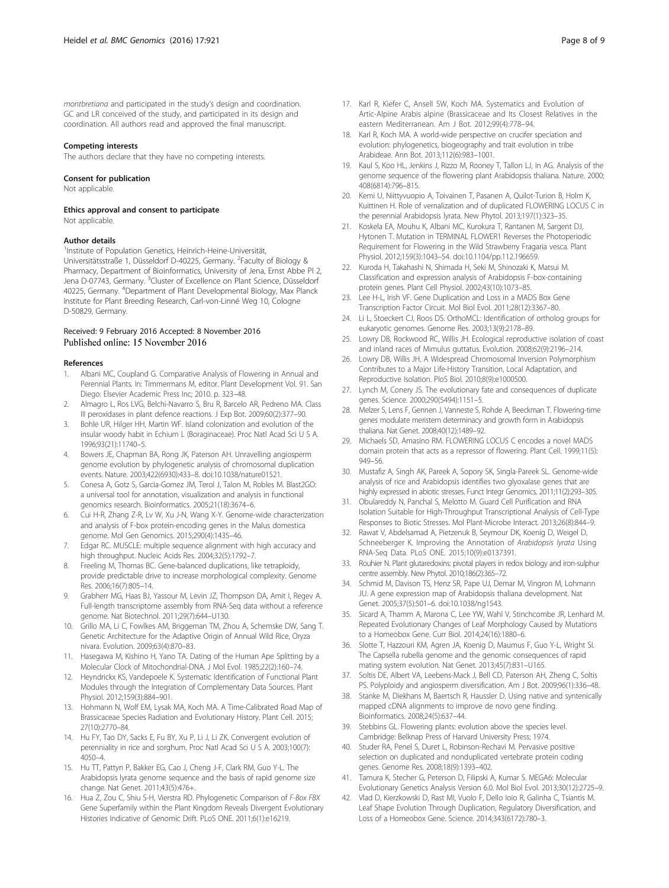*montbretiana* and participated in the study's design and coordination. GC and LR conceived of the study, and participated in its design and coordination. All authors read and approved the final manuscript.

#### Competing interests

The authors declare that they have no competing interests.

#### Consent for publication

Not applicable.

#### Ethics approval and consent to participate

Not applicable.

#### Author details

[1]Institute of Population Genetics, Heinrich-Heine-Universität, Universitätsstraße 1, Düsseldorf D-40225, Germany. [2]Faculty of Biology & Pharmacy, Department of Bioinformatics, University of Jena, Ernst Abbe Pl 2, Jena D-07743, Germany. [3]Cluster of Excellence on Plant Science, Düsseldorf 40225, Germany. [4]Department of Plant Developmental Biology, Max Planck Institute for Plant Breeding Research, Carl-von-Linné Weg 10, Cologne D-50829, Germany.

Received: 9 February 2016 Accepted: 8 November 2016
Published online: 15 November 2016

#### References

1. Albani MC, Coupland G. Comparative Analysis of Flowering in Annual and Perennial Plants. In: Timmermans M, editor. Plant Development Vol. 91. San Diego: Elsevier Academic Press Inc; 2010. p. 323–48.
2. Almagro L, Ros LVG, Belchi-Navarro S, Bru R, Barcelo AR, Pedreno MA. Class III peroxidases in plant defence reactions. J Exp Bot. 2009;60(2):377–90.
3. Bohle UR, Hilger HH, Martin WF. Island colonization and evolution of the insular woody habit in Echium L (Boraginaceae). Proc Natl Acad Sci U S A. 1996;93(21):11740–5.
4. Bowers JE, Chapman BA, Rong JK, Paterson AH. Unravelling angiosperm genome evolution by phylogenetic analysis of chromosomal duplication events. Nature. 2003;422(6930):433–8. doi:10.1038/nature01521.
5. Conesa A, Gotz S, Garcia-Gomez JM, Terol J, Talon M, Robles M. Blast2GO: a universal tool for annotation, visualization and analysis in functional genomics research. Bioinformatics. 2005;21(18):3674–6.
6. Cui H-R, Zhang Z-R, Lv W, Xu J-N, Wang X-Y. Genome-wide characterization and analysis of F-box protein-encoding genes in the Malus domestica genome. Mol Gen Genomics. 2015;290(4):1435–46.
7. Edgar RC. MUSCLE: multiple sequence alignment with high accuracy and high throughput. Nucleic Acids Res. 2004;32(5):1792–7.
8. Freeling M, Thomas BC. Gene-balanced duplications, like tetraploidy, provide predictable drive to increase morphological complexity. Genome Res. 2006;16(7):805–14.
9. Grabherr MG, Haas BJ, Yassour M, Levin JZ, Thompson DA, Amit I, Regev A. Full-length transcriptome assembly from RNA-Seq data without a reference genome. Nat Biotechnol. 2011;29(7):644–U130.
10. Grillo MA, Li C, Fowlkes AM, Briggeman TM, Zhou A, Schemske DW, Sang T. Genetic Architecture for the Adaptive Origin of Annual Wild Rice, Oryza nivara. Evolution. 2009;63(4):870–83.
11. Hasegawa M, Kishino H, Yano TA. Dating of the Human Ape Splitting by a Molecular Clock of Mitochondrial-DNA. J Mol Evol. 1985;22(2):160–74.
12. Heyndrickx KS, Vandepoele K. Systematic Identification of Functional Plant Modules through the Integration of Complementary Data Sources. Plant Physiol. 2012;159(3):884–901.
13. Hohmann N, Wolf EM, Lysak MA, Koch MA. A Time-Calibrated Road Map of Brassicaceae Species Radiation and Evolutionary History. Plant Cell. 2015; 27(10):2770–84.
14. Hu FY, Tao DY, Sacks E, Fu BY, Xu P, Li J, Li ZK. Convergent evolution of perenniality in rice and sorghum. Proc Natl Acad Sci U S A. 2003;100(7): 4050–4.
15. Hu TT, Pattyn P, Bakker EG, Cao J, Cheng J-F, Clark RM, Guo Y-L. The Arabidopsis lyrata genome sequence and the basis of rapid genome size change. Nat Genet. 2011;43(5):476+.
16. Hua Z, Zou C, Shiu S-H, Vierstra RD. Phylogenetic Comparison of *F-Box FBX* Gene Superfamily within the Plant Kingdom Reveals Divergent Evolutionary Histories Indicative of Genomic Drift. PLoS ONE. 2011;6(1):e16219.
17. Karl R, Kiefer C, Ansell SW, Koch MA. Systematics and Evolution of Artic-Alpine Arabis alpine (Brassicaceae and Its Closest Relatives in the eastern Mediterranean. Am J Bot. 2012;99(4):778–94.
18. Karl R, Koch MA. A world-wide perspective on crucifer speciation and evolution: phylogenetics, biogeography and trait evolution in tribe Arabideae. Ann Bot. 2013;112(6):983–1001.
19. Kaul S, Koo HL, Jenkins J, Rizzo M, Rooney T, Tallon LJ, In AG. Analysis of the genome sequence of the flowering plant Arabidopsis thaliana. Nature. 2000; 408(6814):796–815.
20. Kemi U, Niittyvuopio A, Toivainen T, Pasanen A, Quilot-Turion B, Holm K, Kuittinen H. Role of vernalization and of duplicated FLOWERING LOCUS C in the perennial Arabidopsis lyrata. New Phytol. 2013;197(1):323–35.
21. Koskela EA, Mouhu K, Albani MC, Kurokura T, Rantanen M, Sargent DJ, Hytonen T. Mutation in TERMINAL FLOWER1 Reverses the Photoperiodic Requirement for Flowering in the Wild Strawberry Fragaria vesca. Plant Physiol. 2012;159(3):1043–54. doi:10.1104/pp.112.196659.
22. Kuroda H, Takahashi N, Shimada H, Seki M, Shinozaki K, Matsui M. Classification and expression analysis of Arabidopsis F-box-containing protein genes. Plant Cell Physiol. 2002;43(10):1073–85.
23. Lee H-L, Irish VF. Gene Duplication and Loss in a MADS Box Gene Transcription Factor Circuit. Mol Biol Evol. 2011;28(12):3367–80.
24. Li L, Stoeckert CJ, Roos DS. OrthoMCL: Identification of ortholog groups for eukaryotic genomes. Genome Res. 2003;13(9):2178–89.
25. Lowry DB, Rockwood RC, Willis JH. Ecological reproductive isolation of coast and inland races of Mimulus guttatus. Evolution. 2008;62(9):2196–214.
26. Lowry DB, Willis JH. A Widespread Chromosomal Inversion Polymorphism Contributes to a Major Life-History Transition, Local Adaptation, and Reproductive Isolation. PloS Biol. 2010;8(9):e1000500.
27. Lynch M, Conery JS. The evolutionary fate and consequences of duplicate genes. Science. 2000;290(5494):1151–5.
28. Melzer S, Lens F, Gennen J, Vanneste S, Rohde A, Beeckman T. Flowering-time genes modulate meristem determinacy and growth form in Arabidopsis thaliana. Nat Genet. 2008;40(12):1489–92.
29. Michaels SD, Amasino RM. FLOWERING LOCUS C encodes a novel MADS domain protein that acts as a repressor of flowering. Plant Cell. 1999;11(5): 949–56.
30. Mustafiz A, Singh AK, Pareek A, Sopory SK, Singla-Pareek SL. Genome-wide analysis of rice and Arabidopsis identifies two glyoxalase genes that are highly expressed in abiotic stresses. Funct Integr Genomics. 2011;11(2):293–305.
31. Obulareddy N, Panchal S, Melotto M. Guard Cell Purification and RNA Isolation Suitable for High-Throughput Transcriptional Analysis of Cell-Type Responses to Biotic Stresses. Mol Plant-Microbe Interact. 2013;26(8):844–9.
32. Rawat V, Abdelsamad A, Pietzenuk B, Seymour DK, Koenig D, Weigel D, Schneeberger K. Improving the Annotation of *Arabidopsis lyrata* Using RNA-Seq Data. PLoS ONE. 2015;10(9):e0137391.
33. Rouhier N. Plant glutaredoxins: pivotal players in redox biology and iron-sulphur centre assembly. New Phytol. 2010;186(2):365–72.
34. Schmid M, Davison TS, Henz SR, Pape UJ, Demar M, Vingron M, Lohmann JU. A gene expression map of Arabidopsis thaliana development. Nat Genet. 2005;37(5):501–6. doi:10.1038/ng1543.
35. Sicard A, Thamm A, Marona C, Lee YW, Wahl V, Stinchcombe JR, Lenhard M. Repeated Evolutionary Changes of Leaf Morphology Caused by Mutations to a Homeobox Gene. Curr Biol. 2014;24(16):1880–6.
36. Slotte T, Hazzouri KM, Agren JA, Koenig D, Maumus F, Guo Y-L, Wright SI. The Capsella rubella genome and the genomic consequences of rapid mating system evolution. Nat Genet. 2013;45(7):831–U165.
37. Soltis DE, Albert VA, Leebens-Mack J, Bell CD, Paterson AH, Zheng C, Soltis PS. Polyploidy and angiosperm diversification. Am J Bot. 2009;96(1):336–48.
38. Stanke M, Diekhans M, Baertsch R, Haussler D. Using native and syntenically mapped cDNA alignments to improve de novo gene finding. Bioinformatics. 2008;24(5):637–44.
39. Stebbins GL. Flowering plants: evolution above the species level. Cambridge: Belknap Press of Harvard University Press; 1974.
40. Studer RA, Penel S, Duret L, Robinson-Rechavi M. Pervasive positive selection on duplicated and nonduplicated vertebrate protein coding genes. Genome Res. 2008;18(9):1393–402.
41. Tamura K, Stecher G, Peterson D, Filipski A, Kumar S. MEGA6: Molecular Evolutionary Genetics Analysis Version 6.0. Mol Biol Evol. 2013;30(12):2725–9.
42. Vlad D, Kierzkowski D, Rast MI, Vuolo F, Dello Ioio R, Galinha C, Tsiantis M. Leaf Shape Evolution Through Duplication, Regulatory Diversification, and Loss of a Homeobox Gene. Science. 2014;343(6172):780–3.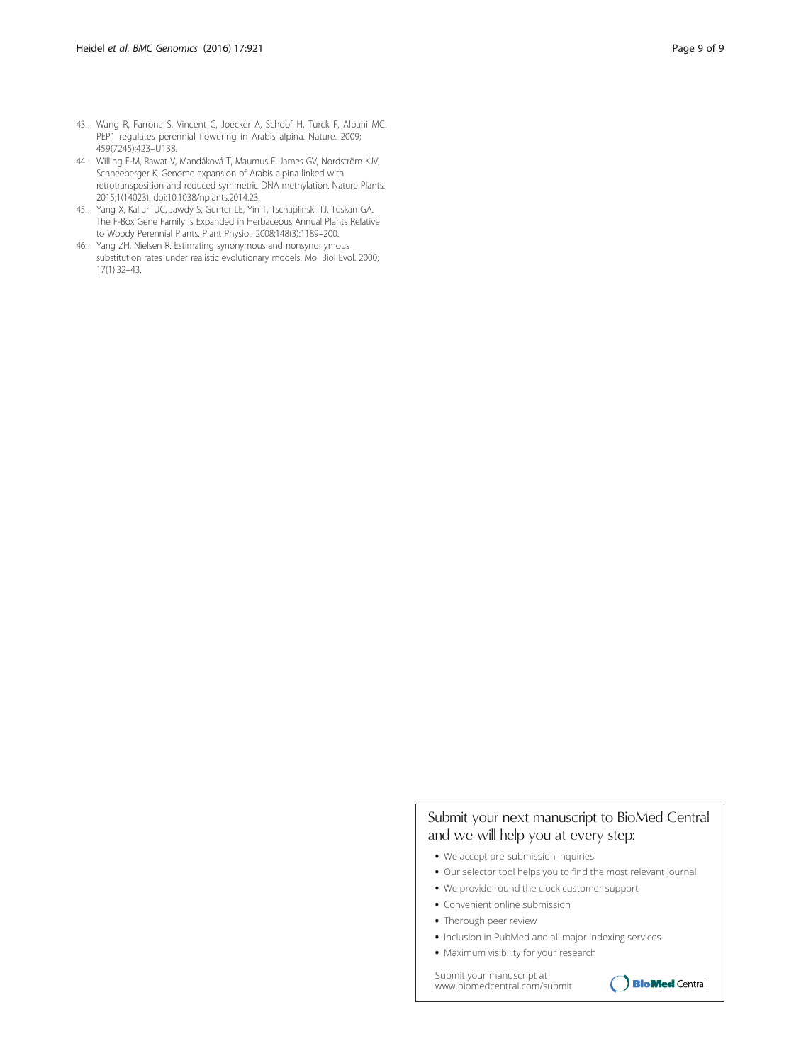43. Wang R, Farrona S, Vincent C, Joecker A, Schoof H, Turck F, Albani MC. PEP1 regulates perennial flowering in Arabis alpina. Nature. 2009; 459(7245):423–U138.
44. Willing E-M, Rawat V, Mandáková T, Maumus F, James GV, Nordström KJV, Schneeberger K. Genome expansion of Arabis alpina linked with retrotransposition and reduced symmetric DNA methylation. Nature Plants. 2015;1(14023). doi:10.1038/nplants.2014.23.
45. Yang X, Kalluri UC, Jawdy S, Gunter LE, Yin T, Tschaplinski TJ, Tuskan GA. The F-Box Gene Family Is Expanded in Herbaceous Annual Plants Relative to Woody Perennial Plants. Plant Physiol. 2008;148(3):1189–200.
46. Yang ZH, Nielsen R. Estimating synonymous and nonsynonymous substitution rates under realistic evolutionary models. Mol Biol Evol. 2000; 17(1):32–43.

Submit your next manuscript to BioMed Central and we will help you at every step:

- We accept pre-submission inquiries
- Our selector tool helps you to find the most relevant journal
- We provide round the clock customer support
- Convenient online submission
- Thorough peer review
- Inclusion in PubMed and all major indexing services
- Maximum visibility for your research

Submit your manuscript at
www.biomedcentral.com/submit

BioMed Central